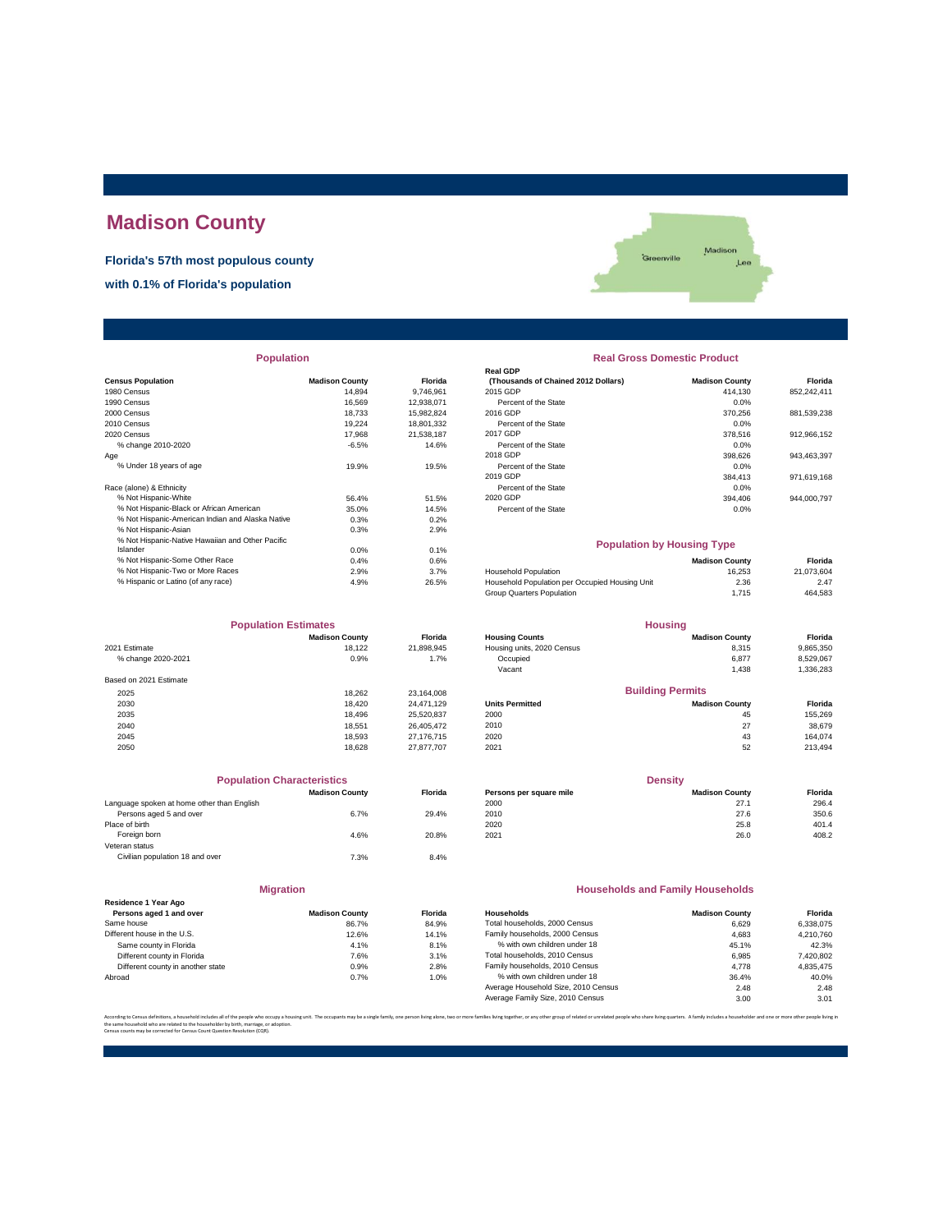# Madison County

**Florida's 57th most populous county**

**with 0.1% of Florida's population**

Greenville Madison Lee

## Population

| Census Population | Madison County | Florida |
|---|---|---|
| 1980 Census | 14,894 | 9,746,961 |
| 1990 Census | 16,569 | 12,938,071 |
| 2000 Census | 18,733 | 15,982,824 |
| 2010 Census | 19,224 | 18,801,332 |
| 2020 Census | 17,968 | 21,538,187 |
| % change 2010-2020 | -6.5% | 14.6% |
| Age | | |
| % Under 18 years of age | 19.9% | 19.5% |
| Race (alone) & Ethnicity | | |
| % Not Hispanic-White | 56.4% | 51.5% |
| % Not Hispanic-Black or African American | 35.0% | 14.5% |
| % Not Hispanic-American Indian and Alaska Native | 0.3% | 0.2% |
| % Not Hispanic-Asian | 0.3% | 2.9% |
| % Not Hispanic-Native Hawaiian and Other Pacific Islander | 0.0% | 0.1% |
| % Not Hispanic-Some Other Race | 0.4% | 0.6% |
| % Not Hispanic-Two or More Races | 2.9% | 3.7% |
| % Hispanic or Latino (of any race) | 4.9% | 26.5% |

## Real Gross Domestic Product

| Real GDP (Thousands of Chained 2012 Dollars) | Madison County | Florida |
|---|---|---|
| 2015 GDP | 414,130 | 852,242,411 |
| Percent of the State | 0.0% | |
| 2016 GDP | 370,256 | 881,539,238 |
| Percent of the State | 0.0% | |
| 2017 GDP | 378,516 | 912,966,152 |
| Percent of the State | 0.0% | |
| 2018 GDP | 398,626 | 943,463,397 |
| Percent of the State | 0.0% | |
| 2019 GDP | 384,413 | 971,619,168 |
| Percent of the State | 0.0% | |
| 2020 GDP | 394,406 | 944,000,797 |
| Percent of the State | 0.0% | |

## Population by Housing Type

| | Madison County | Florida |
|---|---|---|
| Household Population | 16,253 | 21,073,604 |
| Household Population per Occupied Housing Unit | 2.36 | 2.47 |
| Group Quarters Population | 1,715 | 464,583 |

## Population Estimates

| | Madison County | Florida |
|---|---|---|
| 2021 Estimate | 18,122 | 21,898,945 |
| % change 2020-2021 | 0.9% | 1.7% |
| Based on 2021 Estimate | | |
| 2025 | 18,262 | 23,164,008 |
| 2030 | 18,420 | 24,471,129 |
| 2035 | 18,496 | 25,520,837 |
| 2040 | 18,551 | 26,405,472 |
| 2045 | 18,593 | 27,176,715 |
| 2050 | 18,628 | 27,877,707 |

## Housing

| Housing Counts | Madison County | Florida |
|---|---|---|
| Housing units, 2020 Census | 8,315 | 9,865,350 |
| Occupied | 6,877 | 8,529,067 |
| Vacant | 1,438 | 1,336,283 |

## Building Permits

| Units Permitted | Madison County | Florida |
|---|---|---|
| 2000 | 45 | 155,269 |
| 2010 | 27 | 38,679 |
| 2020 | 43 | 164,074 |
| 2021 | 52 | 213,494 |

## Population Characteristics

| | Madison County | Florida |
|---|---|---|
| Language spoken at home other than English | | |
| Persons aged 5 and over | 6.7% | 29.4% |
| Place of birth | | |
| Foreign born | 4.6% | 20.8% |
| Veteran status | | |
| Civilian population 18 and over | 7.3% | 8.4% |

## Density

| Persons per square mile | Madison County | Florida |
|---|---|---|
| 2000 | 27.1 | 296.4 |
| 2010 | 27.6 | 350.6 |
| 2020 | 25.8 | 401.4 |
| 2021 | 26.0 | 408.2 |

## Migration

| Residence 1 Year Ago Persons aged 1 and over | Madison County | Florida |
|---|---|---|
| Same house | 86.7% | 84.9% |
| Different house in the U.S. | 12.6% | 14.1% |
| Same county in Florida | 4.1% | 8.1% |
| Different county in Florida | 7.6% | 3.1% |
| Different county in another state | 0.9% | 2.8% |
| Abroad | 0.7% | 1.0% |

## Households and Family Households

| Households | Madison County | Florida |
|---|---|---|
| Total households, 2000 Census | 6,629 | 6,338,075 |
| Family households, 2000 Census | 4,683 | 4,210,760 |
| % with own children under 18 | 45.1% | 42.3% |
| Total households, 2010 Census | 6,985 | 7,420,802 |
| Family households, 2010 Census | 4,778 | 4,835,475 |
| % with own children under 18 | 36.4% | 40.0% |
| Average Household Size, 2010 Census | 2.48 | 2.48 |
| Average Family Size, 2010 Census | 3.00 | 3.01 |

According to Census definitions, a household includes all of the people who occupy a housing unit. The occupants may be a single family, one person living alone, two or more families living together, or any other group of related or unrelated people who share living quarters. A family includes a householder and one or more other people living in the same household who are related to the householder by birth, marriage, or adoption.
Census counts may be corrected for Census Count Question Resolution (CQR).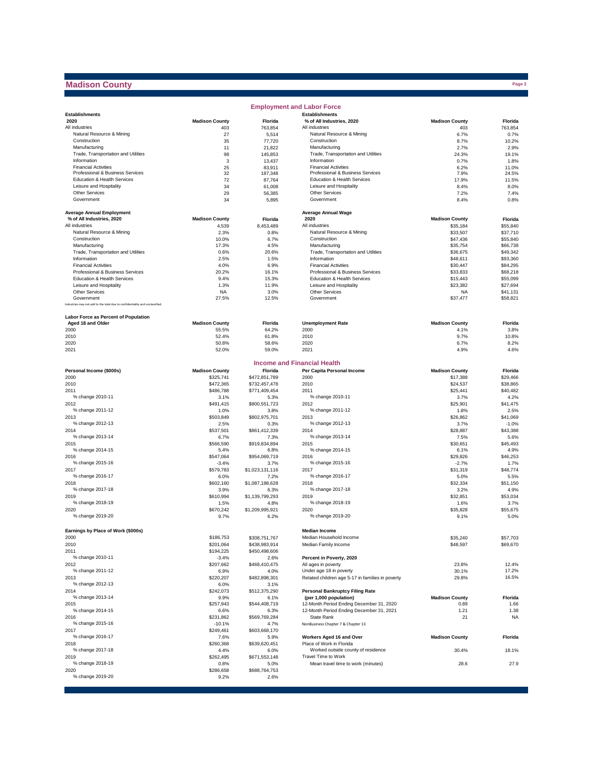# Madison County

## Employment and Labor Force

| Establishments 2020 | Madison County | Florida |
|---|---|---|
| All industries | 403 | 763,854 |
| Natural Resource & Mining | 27 | 5,514 |
| Construction | 35 | 77,720 |
| Manufacturing | 11 | 21,822 |
| Trade, Transportation and Utilities | 98 | 145,853 |
| Information | 3 | 13,437 |
| Financial Activities | 25 | 83,911 |
| Professional & Business Services | 32 | 187,348 |
| Education & Health Services | 72 | 87,764 |
| Leisure and Hospitality | 34 | 61,008 |
| Other Services | 29 | 56,385 |
| Government | 34 | 5,895 |

| Establishments % of All Industries, 2020 | Madison County | Florida |
|---|---|---|
| All industries | 403 | 763,854 |
| Natural Resource & Mining | 6.7% | 0.7% |
| Construction | 8.7% | 10.2% |
| Manufacturing | 2.7% | 2.9% |
| Trade, Transportation and Utilities | 24.3% | 19.1% |
| Information | 0.7% | 1.8% |
| Financial Activities | 6.2% | 11.0% |
| Professional & Business Services | 7.9% | 24.5% |
| Education & Health Services | 17.9% | 11.5% |
| Leisure and Hospitality | 8.4% | 8.0% |
| Other Services | 7.2% | 7.4% |
| Government | 8.4% | 0.8% |

| Average Annual Employment % of All Industries, 2020 | Madison County | Florida |
|---|---|---|
| All industries | 4,539 | 8,453,489 |
| Natural Resource & Mining | 2.3% | 0.8% |
| Construction | 10.0% | 6.7% |
| Manufacturing | 17.3% | 4.5% |
| Trade, Transportation and Utilities | 0.6% | 20.6% |
| Information | 2.5% | 1.5% |
| Financial Activities | 4.0% | 6.9% |
| Professional & Business Services | 20.2% | 16.1% |
| Education & Health Services | 9.4% | 15.3% |
| Leisure and Hospitality | 1.3% | 11.9% |
| Other Services | NA | 3.0% |
| Government | 27.5% | 12.5% |

Industries may not add to the total due to confidentiality and unclassified.

| Average Annual Wage 2020 | Madison County | Florida |
|---|---|---|
| All industries | $35,184 | $55,840 |
| Natural Resource & Mining | $33,507 | $37,710 |
| Construction | $47,436 | $55,840 |
| Manufacturing | $35,754 | $66,738 |
| Trade, Transportation and Utilities | $36,675 | $49,342 |
| Information | $48,611 | $93,360 |
| Financial Activities | $30,447 | $84,295 |
| Professional & Business Services | $33,833 | $68,218 |
| Education & Health Services | $15,443 | $55,099 |
| Leisure and Hospitality | $23,382 | $27,694 |
| Other Services | NA | $41,131 |
| Government | $37,477 | $58,821 |

| Labor Force as Percent of Population Aged 18 and Older | Madison County | Florida |
|---|---|---|
| 2000 | 55.5% | 64.2% |
| 2010 | 52.4% | 61.8% |
| 2020 | 50.8% | 58.6% |
| 2021 | 52.0% | 59.0% |

| Unemployment Rate | Madison County | Florida |
|---|---|---|
| 2000 | 4.1% | 3.8% |
| 2010 | 9.7% | 10.8% |
| 2020 | 6.7% | 8.2% |
| 2021 | 4.9% | 4.6% |

## Income and Financial Health

| Personal Income ($000s) | Madison County | Florida |
|---|---|---|
| 2000 | $325,741 | $472,851,789 |
| 2010 | $472,365 | $732,457,478 |
| 2011 | $486,788 | $771,409,454 |
| % change 2010-11 | 3.1% | 5.3% |
| 2012 | $491,415 | $800,551,723 |
| % change 2011-12 | 1.0% | 3.8% |
| 2013 | $503,849 | $802,975,701 |
| % change 2012-13 | 2.5% | 0.3% |
| 2014 | $537,501 | $861,412,339 |
| % change 2013-14 | 6.7% | 7.3% |
| 2015 | $566,590 | $919,834,894 |
| % change 2014-15 | 5.4% | 6.8% |
| 2016 | $547,064 | $954,069,719 |
| % change 2015-16 | -3.4% | 3.7% |
| 2017 | $579,783 | $1,023,131,116 |
| % change 2016-17 | 6.0% | 7.2% |
| 2018 | $602,160 | $1,087,188,628 |
| % change 2017-18 | 3.9% | 6.3% |
| 2019 | $610,994 | $1,139,799,293 |
| % change 2018-19 | 1.5% | 4.8% |
| 2020 | $670,242 | $1,209,995,921 |
| % change 2019-20 | 9.7% | 6.2% |

| Per Capita Personal Income | Madison County | Florida |
|---|---|---|
| 2000 | $17,388 | $29,466 |
| 2010 | $24,537 | $38,865 |
| 2011 | $25,441 | $40,482 |
| % change 2010-11 | 3.7% | 4.2% |
| 2012 | $25,901 | $41,475 |
| % change 2011-12 | 1.8% | 2.5% |
| 2013 | $26,862 | $41,069 |
| % change 2012-13 | 3.7% | -1.0% |
| 2014 | $28,887 | $43,388 |
| % change 2013-14 | 7.5% | 5.6% |
| 2015 | $30,651 | $45,493 |
| % change 2014-15 | 6.1% | 4.9% |
| 2016 | $29,826 | $46,253 |
| % change 2015-16 | -2.7% | 1.7% |
| 2017 | $31,319 | $48,774 |
| % change 2016-17 | 5.0% | 5.5% |
| 2018 | $32,334 | $51,150 |
| % change 2017-18 | 3.2% | 4.9% |
| 2019 | $32,851 | $53,034 |
| % change 2018-19 | 1.6% | 3.7% |
| 2020 | $35,828 | $55,675 |
| % change 2019-20 | 9.1% | 5.0% |

| Earnings by Place of Work ($000s) | Madison County | Florida |
|---|---|---|
| 2000 | $186,753 | $308,751,767 |
| 2010 | $201,064 | $438,983,914 |
| 2011 | $194,225 | $450,498,606 |
| % change 2010-11 | -3.4% | 2.6% |
| 2012 | $207,662 | $468,410,475 |
| % change 2011-12 | 6.9% | 4.0% |
| 2013 | $220,207 | $482,898,301 |
| % change 2012-13 | 6.0% | 3.1% |
| 2014 | $242,073 | $512,375,290 |
| % change 2013-14 | 9.9% | 6.1% |
| 2015 | $257,943 | $544,408,719 |
| % change 2014-15 | 6.6% | 6.3% |
| 2016 | $231,862 | $569,769,284 |
| % change 2015-16 | -10.1% | 4.7% |
| 2017 | $249,461 | $603,668,170 |
| % change 2016-17 | 7.6% | 5.9% |
| 2018 | $260,368 | $639,620,451 |
| % change 2017-18 | 4.4% | 6.0% |
| 2019 | $262,495 | $671,553,148 |
| % change 2018-19 | 0.8% | 5.0% |
| 2020 | $286,658 | $688,764,753 |
| % change 2019-20 | 9.2% | 2.6% |

| Median Income | Madison County | Florida |
|---|---|---|
| Median Household Income | $35,240 | $57,703 |
| Median Family Income | $48,597 | $69,670 |

| Percent in Poverty, 2020 | Madison County | Florida |
|---|---|---|
| All ages in poverty | 23.8% | 12.4% |
| Under age 18 in poverty | 30.1% | 17.2% |
| Related children age 5-17 in families in poverty | 29.8% | 16.5% |

| Personal Bankruptcy Filing Rate (per 1,000 population) | Madison County | Florida |
|---|---|---|
| 12-Month Period Ending December 31, 2020 | 0.89 | 1.66 |
| 12-Month Period Ending December 31, 2021 | 1.21 | 1.38 |
| State Rank | 21 | NA |

NonBusiness Chapter 7 & Chapter 13

| Workers Aged 16 and Over | Madison County | Florida |
|---|---|---|
| Place of Work in Florida | | |
| Worked outside county of residence | 30.4% | 18.1% |
| Travel Time to Work | | |
| Mean travel time to work (minutes) | 28.6 | 27.9 |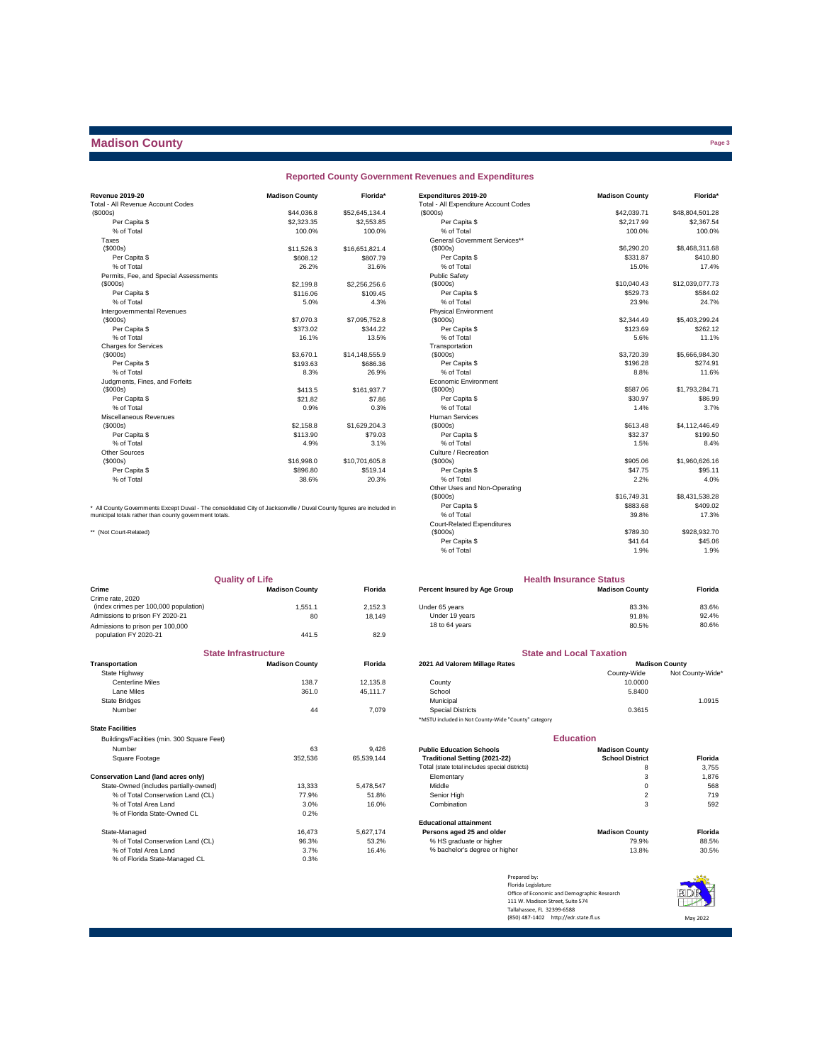# Madison County

## Reported County Government Revenues and Expenditures

| Revenue 2019-20 | Madison County | Florida* |
|---|---|---|
| Total - All Revenue Account Codes | | |
| ($000s) | $44,036.8 | $52,645,134.4 |
| Per Capita $ | $2,323.35 | $2,553.85 |
| % of Total | 100.0% | 100.0% |
| Taxes | | |
| ($000s) | $11,526.3 | $16,651,821.4 |
| Per Capita $ | $608.12 | $807.79 |
| % of Total | 26.2% | 31.6% |
| Permits, Fee, and Special Assessments | | |
| ($000s) | $2,199.8 | $2,256,256.6 |
| Per Capita $ | $116.06 | $109.45 |
| % of Total | 5.0% | 4.3% |
| Intergovernmental Revenues | | |
| ($000s) | $7,070.3 | $7,095,752.8 |
| Per Capita $ | $373.02 | $344.22 |
| % of Total | 16.1% | 13.5% |
| Charges for Services | | |
| ($000s) | $3,670.1 | $14,148,555.9 |
| Per Capita $ | $193.63 | $686.36 |
| % of Total | 8.3% | 26.9% |
| Judgments, Fines, and Forfeits | | |
| ($000s) | $413.5 | $161,937.7 |
| Per Capita $ | $21.82 | $7.86 |
| % of Total | 0.9% | 0.3% |
| Miscellaneous Revenues | | |
| ($000s) | $2,158.8 | $1,629,204.3 |
| Per Capita $ | $113.90 | $79.03 |
| % of Total | 4.9% | 3.1% |
| Other Sources | | |
| ($000s) | $16,998.0 | $10,701,605.8 |
| Per Capita $ | $896.80 | $519.14 |
| % of Total | 38.6% | 20.3% |

\* All County Governments Except Duval - The consolidated City of Jacksonville / Duval County figures are included in municipal totals rather than county government totals.

\*\* (Not Court-Related)

| Expenditures 2019-20 | Madison County | Florida* |
|---|---|---|
| Total - All Expenditure Account Codes | | |
| ($000s) | $42,039.71 | $48,804,501.28 |
| Per Capita $ | $2,217.99 | $2,367.54 |
| % of Total | 100.0% | 100.0% |
| General Government Services** | | |
| ($000s) | $6,290.20 | $8,468,311.68 |
| Per Capita $ | $331.87 | $410.80 |
| % of Total | 15.0% | 17.4% |
| Public Safety | | |
| ($000s) | $10,040.43 | $12,039,077.73 |
| Per Capita $ | $529.73 | $584.02 |
| % of Total | 23.9% | 24.7% |
| Physical Environment | | |
| ($000s) | $2,344.49 | $5,403,299.24 |
| Per Capita $ | $123.69 | $262.12 |
| % of Total | 5.6% | 11.1% |
| Transportation | | |
| ($000s) | $3,720.39 | $5,666,984.30 |
| Per Capita $ | $196.28 | $274.91 |
| % of Total | 8.8% | 11.6% |
| Economic Environment | | |
| ($000s) | $587.06 | $1,793,284.71 |
| Per Capita $ | $30.97 | $86.99 |
| % of Total | 1.4% | 3.7% |
| Human Services | | |
| ($000s) | $613.48 | $4,112,446.49 |
| Per Capita $ | $32.37 | $199.50 |
| % of Total | 1.5% | 8.4% |
| Culture / Recreation | | |
| ($000s) | $905.06 | $1,960,626.16 |
| Per Capita $ | $47.75 | $95.11 |
| % of Total | 2.2% | 4.0% |
| Other Uses and Non-Operating | | |
| ($000s) | $16,749.31 | $8,431,538.28 |
| Per Capita $ | $883.68 | $409.02 |
| % of Total | 39.8% | 17.3% |
| Court-Related Expenditures | | |
| ($000s) | $789.30 | $928,932.70 |
| Per Capita $ | $41.64 | $45.06 |
| % of Total | 1.9% | 1.9% |

## Quality of Life

| Crime | Madison County | Florida |
|---|---|---|
| Crime rate, 2020 (index crimes per 100,000 population) | 1,551.1 | 2,152.3 |
| Admissions to prison FY 2020-21 | 80 | 18,149 |
| Admissions to prison per 100,000 population FY 2020-21 | 441.5 | 82.9 |

## Health Insurance Status

| Percent Insured by Age Group | Madison County | Florida |
|---|---|---|
| Under 65 years | 83.3% | 83.6% |
| Under 19 years | 91.8% | 92.4% |
| 18 to 64 years | 80.5% | 80.6% |

## State Infrastructure

| Transportation | Madison County | Florida |
|---|---|---|
| State Highway | | |
| Centerline Miles | 138.7 | 12,135.8 |
| Lane Miles | 361.0 | 45,111.7 |
| State Bridges | | |
| Number | 44 | 7,079 |
| **State Facilities** | | |
| Buildings/Facilities (min. 300 Square Feet) | | |
| Number | 63 | 9,426 |
| Square Footage | 352,536 | 65,539,144 |
| **Conservation Land (land acres only)** | | |
| State-Owned (includes partially-owned) | 13,333 | 5,478,547 |
| % of Total Conservation Land (CL) | 77.9% | 51.8% |
| % of Total Area Land | 3.0% | 16.0% |
| % of Florida State-Owned CL | 0.2% | |
| State-Managed | 16,473 | 5,627,174 |
| % of Total Conservation Land (CL) | 96.3% | 53.2% |
| % of Total Area Land | 3.7% | 16.4% |
| % of Florida State-Managed CL | 0.3% | |

## State and Local Taxation

| 2021 Ad Valorem Millage Rates | Madison County County-Wide | Madison County Not County-Wide* |
|---|---|---|
| County | 10.0000 | |
| School | 5.8400 | |
| Municipal | | 1.0915 |
| Special Districts | 0.3615 | |

*MSTU included in Not County-Wide "County" category

## Education

| Public Education Schools Traditional Setting (2021-22) | Madison County School District | Florida |
|---|---|---|
| Total (state total includes special districts) | 8 | 3,755 |
| Elementary | 3 | 1,876 |
| Middle | 0 | 568 |
| Senior High | 2 | 719 |
| Combination | 3 | 592 |

| Educational attainment Persons aged 25 and older | Madison County | Florida |
|---|---|---|
| % HS graduate or higher | 79.9% | 88.5% |
| % bachelor's degree or higher | 13.8% | 30.5% |

Prepared by:
Florida Legislature
Office of Economic and Demographic Research
111 W. Madison Street, Suite 574
Tallahassee, FL 32399-6588
(850) 487-1402 http://edr.state.fl.us

May 2022